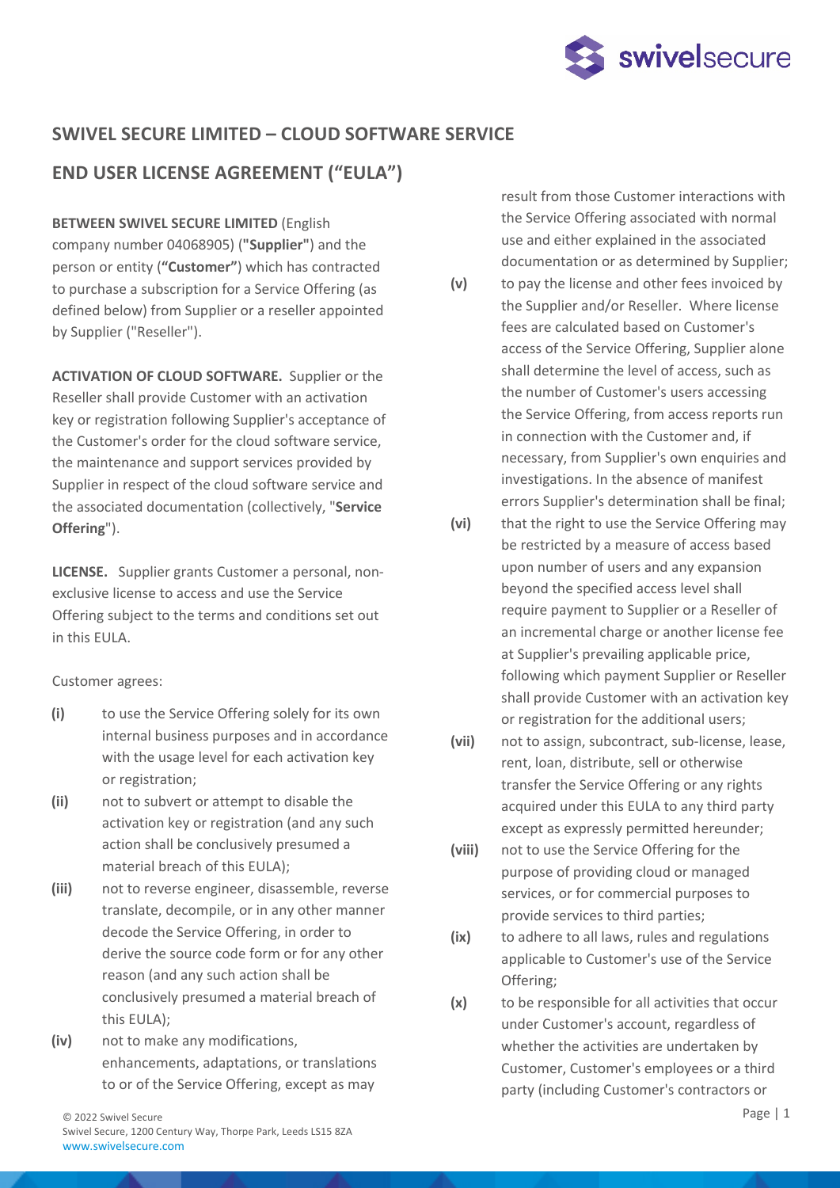## SWIVEL SECURE LIMITED – CLOUD SOFTWARE SERVICE

## END USER LICENSE AGREEMENT ("EULA")

**BETWEEN SWIVEL SECURE LIMITED** (English company number 04068905) (**"Supplier"**) and the person or entity (**"Customer"**) which has contracted to purchase a subscription for a Service Offering (as defined below) from Supplier or a reseller appointed by Supplier ("Reseller").

**ACTIVATION OF CLOUD SOFTWARE.** Supplier or the Reseller shall provide Customer with an activation key or registration following Supplier's acceptance of the Customer's order for the cloud software service, the maintenance and support services provided by Supplier in respect of the cloud software service and the associated documentation (collectively, "**Service Offering**").

**LICENSE.** Supplier grants Customer a personal, non-exclusive license to access and use the Service Offering subject to the terms and conditions set out in this EULA.

Customer agrees:

**(i)** to use the Service Offering solely for its own internal business purposes and in accordance with the usage level for each activation key or registration;

**(ii)** not to subvert or attempt to disable the activation key or registration (and any such action shall be conclusively presumed a material breach of this EULA);

**(iii)** not to reverse engineer, disassemble, reverse translate, decompile, or in any other manner decode the Service Offering, in order to derive the source code form or for any other reason (and any such action shall be conclusively presumed a material breach of this EULA);

**(iv)** not to make any modifications, enhancements, adaptations, or translations to or of the Service Offering, except as may result from those Customer interactions with the Service Offering associated with normal use and either explained in the associated documentation or as determined by Supplier;

**(v)** to pay the license and other fees invoiced by the Supplier and/or Reseller. Where license fees are calculated based on Customer's access of the Service Offering, Supplier alone shall determine the level of access, such as the number of Customer's users accessing the Service Offering, from access reports run in connection with the Customer and, if necessary, from Supplier's own enquiries and investigations. In the absence of manifest errors Supplier's determination shall be final;

**(vi)** that the right to use the Service Offering may be restricted by a measure of access based upon number of users and any expansion beyond the specified access level shall require payment to Supplier or a Reseller of an incremental charge or another license fee at Supplier's prevailing applicable price, following which payment Supplier or Reseller shall provide Customer with an activation key or registration for the additional users;

**(vii)** not to assign, subcontract, sub-license, lease, rent, loan, distribute, sell or otherwise transfer the Service Offering or any rights acquired under this EULA to any third party except as expressly permitted hereunder;

**(viii)** not to use the Service Offering for the purpose of providing cloud or managed services, or for commercial purposes to provide services to third parties;

**(ix)** to adhere to all laws, rules and regulations applicable to Customer's use of the Service Offering;

**(x)** to be responsible for all activities that occur under Customer's account, regardless of whether the activities are undertaken by Customer, Customer's employees or a third party (including Customer's contractors or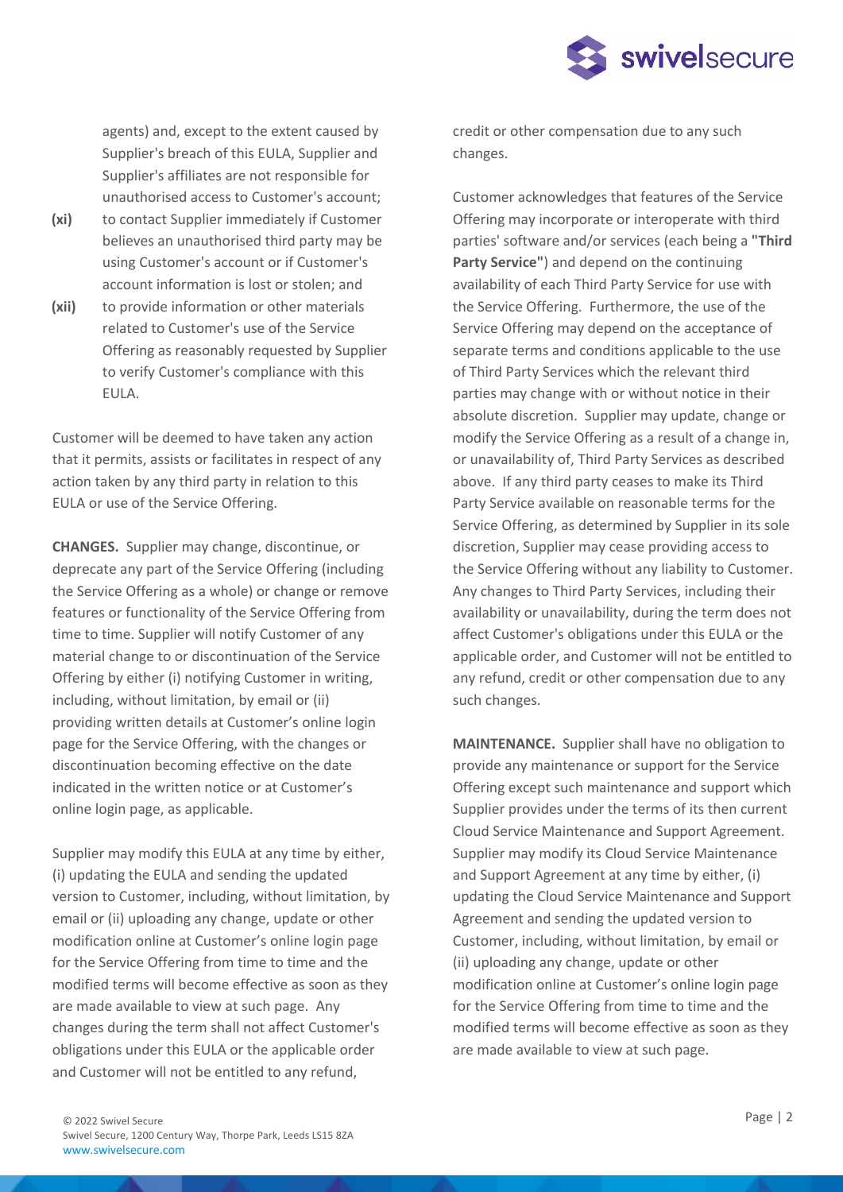agents) and, except to the extent caused by Supplier's breach of this EULA, Supplier and Supplier's affiliates are not responsible for unauthorised access to Customer's account;

**(xi)** to contact Supplier immediately if Customer believes an unauthorised third party may be using Customer's account or if Customer's account information is lost or stolen; and

**(xii)** to provide information or other materials related to Customer's use of the Service Offering as reasonably requested by Supplier to verify Customer's compliance with this EULA.

Customer will be deemed to have taken any action that it permits, assists or facilitates in respect of any action taken by any third party in relation to this EULA or use of the Service Offering.

**CHANGES.** Supplier may change, discontinue, or deprecate any part of the Service Offering (including the Service Offering as a whole) or change or remove features or functionality of the Service Offering from time to time. Supplier will notify Customer of any material change to or discontinuation of the Service Offering by either (i) notifying Customer in writing, including, without limitation, by email or (ii) providing written details at Customer's online login page for the Service Offering, with the changes or discontinuation becoming effective on the date indicated in the written notice or at Customer's online login page, as applicable.

Supplier may modify this EULA at any time by either, (i) updating the EULA and sending the updated version to Customer, including, without limitation, by email or (ii) uploading any change, update or other modification online at Customer's online login page for the Service Offering from time to time and the modified terms will become effective as soon as they are made available to view at such page. Any changes during the term shall not affect Customer's obligations under this EULA or the applicable order and Customer will not be entitled to any refund, credit or other compensation due to any such changes.

Customer acknowledges that features of the Service Offering may incorporate or interoperate with third parties' software and/or services (each being a **"Third Party Service"**) and depend on the continuing availability of each Third Party Service for use with the Service Offering. Furthermore, the use of the Service Offering may depend on the acceptance of separate terms and conditions applicable to the use of Third Party Services which the relevant third parties may change with or without notice in their absolute discretion. Supplier may update, change or modify the Service Offering as a result of a change in, or unavailability of, Third Party Services as described above. If any third party ceases to make its Third Party Service available on reasonable terms for the Service Offering, as determined by Supplier in its sole discretion, Supplier may cease providing access to the Service Offering without any liability to Customer. Any changes to Third Party Services, including their availability or unavailability, during the term does not affect Customer's obligations under this EULA or the applicable order, and Customer will not be entitled to any refund, credit or other compensation due to any such changes.

**MAINTENANCE.** Supplier shall have no obligation to provide any maintenance or support for the Service Offering except such maintenance and support which Supplier provides under the terms of its then current Cloud Service Maintenance and Support Agreement. Supplier may modify its Cloud Service Maintenance and Support Agreement at any time by either, (i) updating the Cloud Service Maintenance and Support Agreement and sending the updated version to Customer, including, without limitation, by email or (ii) uploading any change, update or other modification online at Customer's online login page for the Service Offering from time to time and the modified terms will become effective as soon as they are made available to view at such page.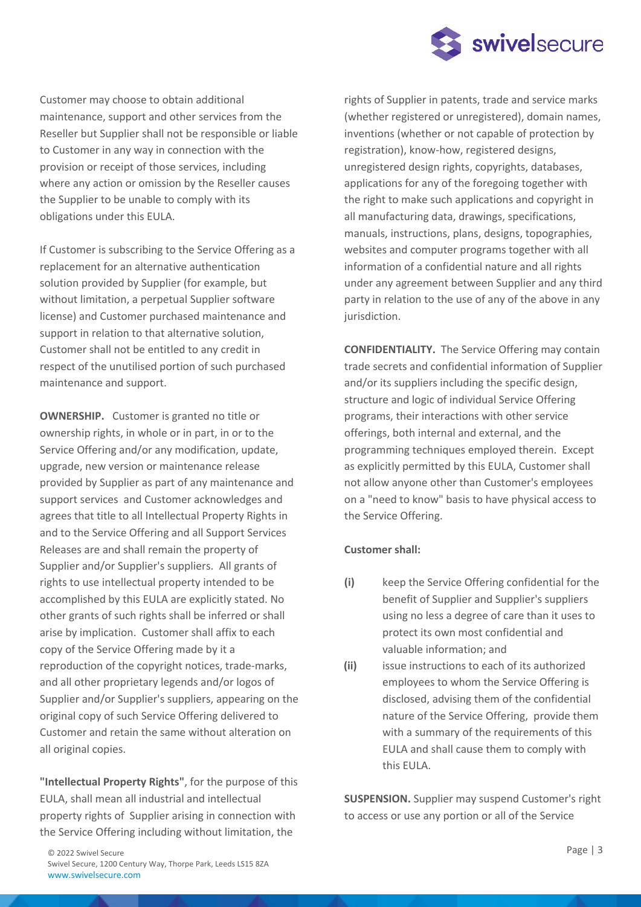Customer may choose to obtain additional maintenance, support and other services from the Reseller but Supplier shall not be responsible or liable to Customer in any way in connection with the provision or receipt of those services, including where any action or omission by the Reseller causes the Supplier to be unable to comply with its obligations under this EULA.

If Customer is subscribing to the Service Offering as a replacement for an alternative authentication solution provided by Supplier (for example, but without limitation, a perpetual Supplier software license) and Customer purchased maintenance and support in relation to that alternative solution, Customer shall not be entitled to any credit in respect of the unutilised portion of such purchased maintenance and support.

**OWNERSHIP.** Customer is granted no title or ownership rights, in whole or in part, in or to the Service Offering and/or any modification, update, upgrade, new version or maintenance release provided by Supplier as part of any maintenance and support services and Customer acknowledges and agrees that title to all Intellectual Property Rights in and to the Service Offering and all Support Services Releases are and shall remain the property of Supplier and/or Supplier's suppliers. All grants of rights to use intellectual property intended to be accomplished by this EULA are explicitly stated. No other grants of such rights shall be inferred or shall arise by implication. Customer shall affix to each copy of the Service Offering made by it a reproduction of the copyright notices, trade-marks, and all other proprietary legends and/or logos of Supplier and/or Supplier's suppliers, appearing on the original copy of such Service Offering delivered to Customer and retain the same without alteration on all original copies.

**"Intellectual Property Rights"**, for the purpose of this EULA, shall mean all industrial and intellectual property rights of Supplier arising in connection with the Service Offering including without limitation, the rights of Supplier in patents, trade and service marks (whether registered or unregistered), domain names, inventions (whether or not capable of protection by registration), know-how, registered designs, unregistered design rights, copyrights, databases, applications for any of the foregoing together with the right to make such applications and copyright in all manufacturing data, drawings, specifications, manuals, instructions, plans, designs, topographies, websites and computer programs together with all information of a confidential nature and all rights under any agreement between Supplier and any third party in relation to the use of any of the above in any jurisdiction.

**CONFIDENTIALITY.** The Service Offering may contain trade secrets and confidential information of Supplier and/or its suppliers including the specific design, structure and logic of individual Service Offering programs, their interactions with other service offerings, both internal and external, and the programming techniques employed therein. Except as explicitly permitted by this EULA, Customer shall not allow anyone other than Customer's employees on a "need to know" basis to have physical access to the Service Offering.

**Customer shall:**

- **(i)** keep the Service Offering confidential for the benefit of Supplier and Supplier's suppliers using no less a degree of care than it uses to protect its own most confidential and valuable information; and
- **(ii)** issue instructions to each of its authorized employees to whom the Service Offering is disclosed, advising them of the confidential nature of the Service Offering, provide them with a summary of the requirements of this EULA and shall cause them to comply with this EULA.

**SUSPENSION.** Supplier may suspend Customer's right to access or use any portion or all of the Service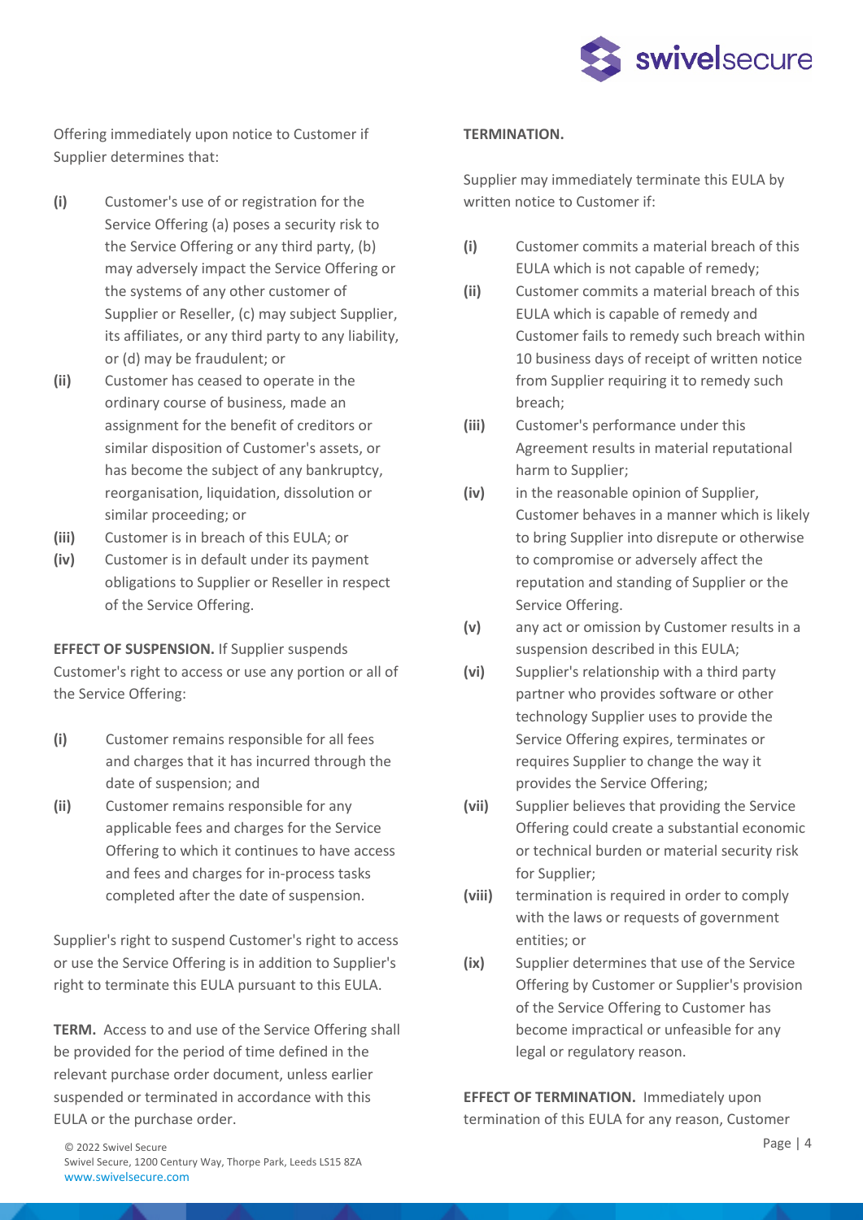Offering immediately upon notice to Customer if Supplier determines that:

- **(i)** Customer's use of or registration for the Service Offering (a) poses a security risk to the Service Offering or any third party, (b) may adversely impact the Service Offering or the systems of any other customer of Supplier or Reseller, (c) may subject Supplier, its affiliates, or any third party to any liability, or (d) may be fraudulent; or
- **(ii)** Customer has ceased to operate in the ordinary course of business, made an assignment for the benefit of creditors or similar disposition of Customer's assets, or has become the subject of any bankruptcy, reorganisation, liquidation, dissolution or similar proceeding; or
- **(iii)** Customer is in breach of this EULA; or
- **(iv)** Customer is in default under its payment obligations to Supplier or Reseller in respect of the Service Offering.

**EFFECT OF SUSPENSION.** If Supplier suspends Customer's right to access or use any portion or all of the Service Offering:

- **(i)** Customer remains responsible for all fees and charges that it has incurred through the date of suspension; and
- **(ii)** Customer remains responsible for any applicable fees and charges for the Service Offering to which it continues to have access and fees and charges for in-process tasks completed after the date of suspension.

Supplier's right to suspend Customer's right to access or use the Service Offering is in addition to Supplier's right to terminate this EULA pursuant to this EULA.

**TERM.** Access to and use of the Service Offering shall be provided for the period of time defined in the relevant purchase order document, unless earlier suspended or terminated in accordance with this EULA or the purchase order.

**TERMINATION.**

Supplier may immediately terminate this EULA by written notice to Customer if:

- **(i)** Customer commits a material breach of this EULA which is not capable of remedy;
- **(ii)** Customer commits a material breach of this EULA which is capable of remedy and Customer fails to remedy such breach within 10 business days of receipt of written notice from Supplier requiring it to remedy such breach;
- **(iii)** Customer's performance under this Agreement results in material reputational harm to Supplier;
- **(iv)** in the reasonable opinion of Supplier, Customer behaves in a manner which is likely to bring Supplier into disrepute or otherwise to compromise or adversely affect the reputation and standing of Supplier or the Service Offering.
- **(v)** any act or omission by Customer results in a suspension described in this EULA;
- **(vi)** Supplier's relationship with a third party partner who provides software or other technology Supplier uses to provide the Service Offering expires, terminates or requires Supplier to change the way it provides the Service Offering;
- **(vii)** Supplier believes that providing the Service Offering could create a substantial economic or technical burden or material security risk for Supplier;
- **(viii)** termination is required in order to comply with the laws or requests of government entities; or
- **(ix)** Supplier determines that use of the Service Offering by Customer or Supplier's provision of the Service Offering to Customer has become impractical or unfeasible for any legal or regulatory reason.

**EFFECT OF TERMINATION.** Immediately upon termination of this EULA for any reason, Customer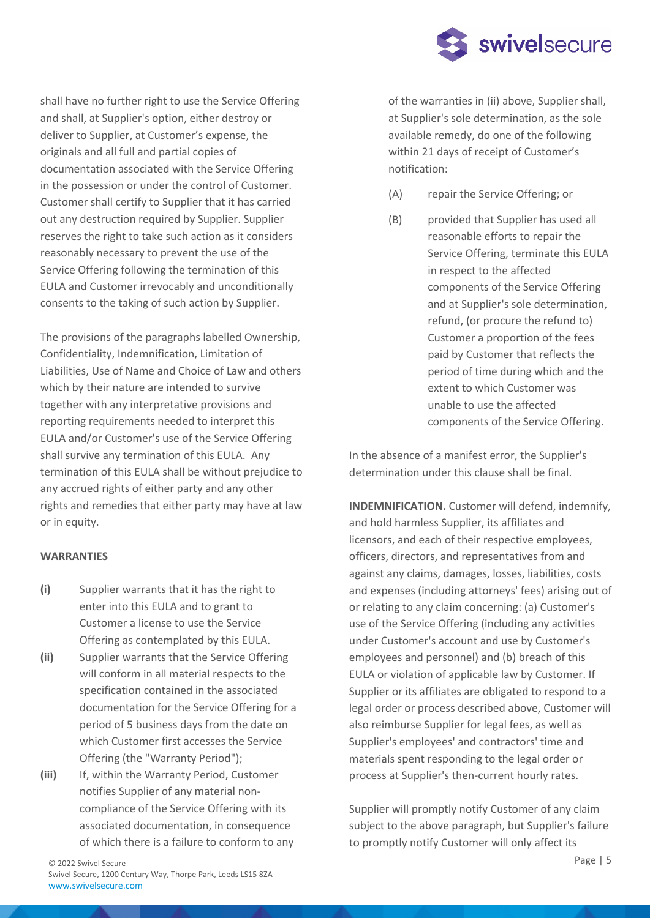shall have no further right to use the Service Offering and shall, at Supplier's option, either destroy or deliver to Supplier, at Customer's expense, the originals and all full and partial copies of documentation associated with the Service Offering in the possession or under the control of Customer. Customer shall certify to Supplier that it has carried out any destruction required by Supplier. Supplier reserves the right to take such action as it considers reasonably necessary to prevent the use of the Service Offering following the termination of this EULA and Customer irrevocably and unconditionally consents to the taking of such action by Supplier.

The provisions of the paragraphs labelled Ownership, Confidentiality, Indemnification, Limitation of Liabilities, Use of Name and Choice of Law and others which by their nature are intended to survive together with any interpretative provisions and reporting requirements needed to interpret this EULA and/or Customer's use of the Service Offering shall survive any termination of this EULA. Any termination of this EULA shall be without prejudice to any accrued rights of either party and any other rights and remedies that either party may have at law or in equity.

**WARRANTIES**

**(i)** Supplier warrants that it has the right to enter into this EULA and to grant to Customer a license to use the Service Offering as contemplated by this EULA.

**(ii)** Supplier warrants that the Service Offering will conform in all material respects to the specification contained in the associated documentation for the Service Offering for a period of 5 business days from the date on which Customer first accesses the Service Offering (the "Warranty Period");

**(iii)** If, within the Warranty Period, Customer notifies Supplier of any material non-compliance of the Service Offering with its associated documentation, in consequence of which there is a failure to conform to any of the warranties in (ii) above, Supplier shall, at Supplier's sole determination, as the sole available remedy, do one of the following within 21 days of receipt of Customer's notification:

(A) repair the Service Offering; or

(B) provided that Supplier has used all reasonable efforts to repair the Service Offering, terminate this EULA in respect to the affected components of the Service Offering and at Supplier's sole determination, refund, (or procure the refund to) Customer a proportion of the fees paid by Customer that reflects the period of time during which and the extent to which Customer was unable to use the affected components of the Service Offering.

In the absence of a manifest error, the Supplier's determination under this clause shall be final.

**INDEMNIFICATION.** Customer will defend, indemnify, and hold harmless Supplier, its affiliates and licensors, and each of their respective employees, officers, directors, and representatives from and against any claims, damages, losses, liabilities, costs and expenses (including attorneys' fees) arising out of or relating to any claim concerning: (a) Customer's use of the Service Offering (including any activities under Customer's account and use by Customer's employees and personnel) and (b) breach of this EULA or violation of applicable law by Customer. If Supplier or its affiliates are obligated to respond to a legal order or process described above, Customer will also reimburse Supplier for legal fees, as well as Supplier's employees' and contractors' time and materials spent responding to the legal order or process at Supplier's then-current hourly rates.

Supplier will promptly notify Customer of any claim subject to the above paragraph, but Supplier's failure to promptly notify Customer will only affect its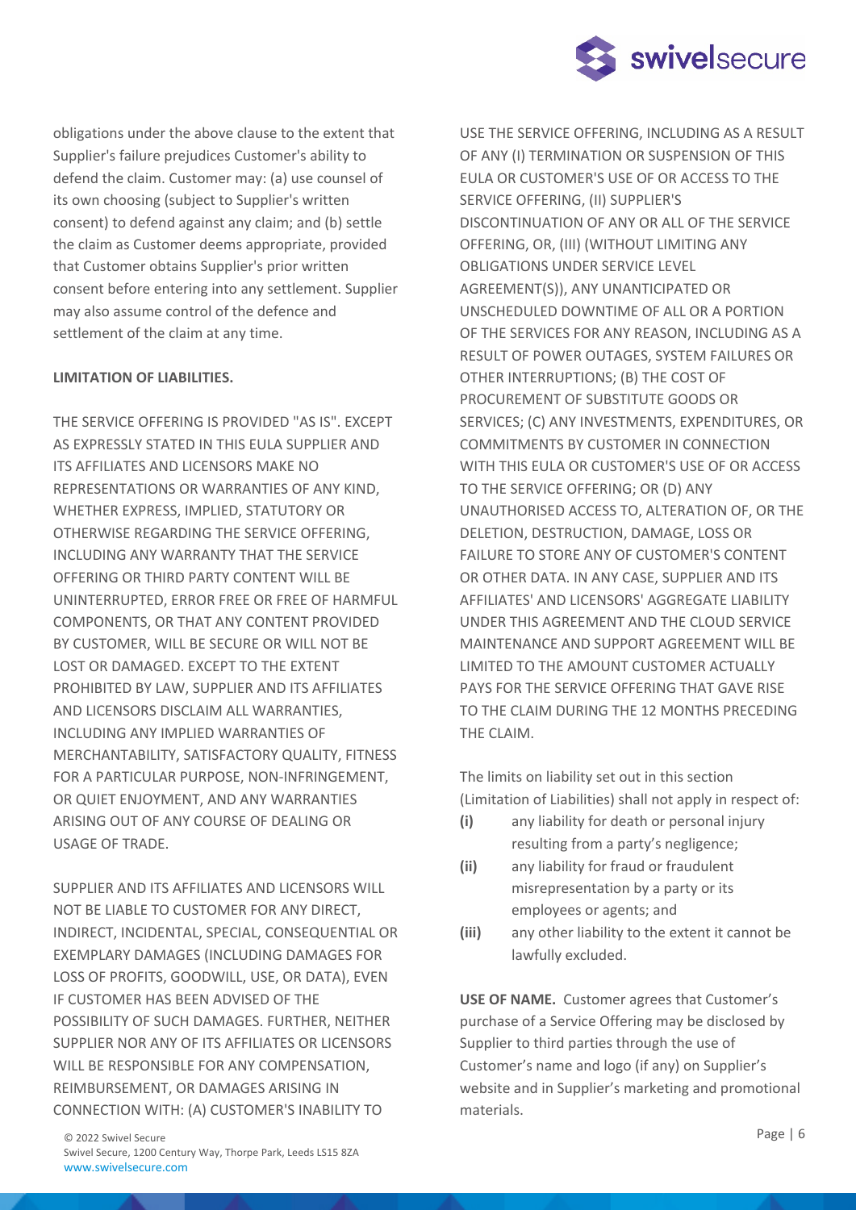obligations under the above clause to the extent that Supplier's failure prejudices Customer's ability to defend the claim. Customer may: (a) use counsel of its own choosing (subject to Supplier's written consent) to defend against any claim; and (b) settle the claim as Customer deems appropriate, provided that Customer obtains Supplier's prior written consent before entering into any settlement. Supplier may also assume control of the defence and settlement of the claim at any time.

**LIMITATION OF LIABILITIES.**

THE SERVICE OFFERING IS PROVIDED "AS IS". EXCEPT AS EXPRESSLY STATED IN THIS EULA SUPPLIER AND ITS AFFILIATES AND LICENSORS MAKE NO REPRESENTATIONS OR WARRANTIES OF ANY KIND, WHETHER EXPRESS, IMPLIED, STATUTORY OR OTHERWISE REGARDING THE SERVICE OFFERING, INCLUDING ANY WARRANTY THAT THE SERVICE OFFERING OR THIRD PARTY CONTENT WILL BE UNINTERRUPTED, ERROR FREE OR FREE OF HARMFUL COMPONENTS, OR THAT ANY CONTENT PROVIDED BY CUSTOMER, WILL BE SECURE OR WILL NOT BE LOST OR DAMAGED. EXCEPT TO THE EXTENT PROHIBITED BY LAW, SUPPLIER AND ITS AFFILIATES AND LICENSORS DISCLAIM ALL WARRANTIES, INCLUDING ANY IMPLIED WARRANTIES OF MERCHANTABILITY, SATISFACTORY QUALITY, FITNESS FOR A PARTICULAR PURPOSE, NON-INFRINGEMENT, OR QUIET ENJOYMENT, AND ANY WARRANTIES ARISING OUT OF ANY COURSE OF DEALING OR USAGE OF TRADE.

SUPPLIER AND ITS AFFILIATES AND LICENSORS WILL NOT BE LIABLE TO CUSTOMER FOR ANY DIRECT, INDIRECT, INCIDENTAL, SPECIAL, CONSEQUENTIAL OR EXEMPLARY DAMAGES (INCLUDING DAMAGES FOR LOSS OF PROFITS, GOODWILL, USE, OR DATA), EVEN IF CUSTOMER HAS BEEN ADVISED OF THE POSSIBILITY OF SUCH DAMAGES. FURTHER, NEITHER SUPPLIER NOR ANY OF ITS AFFILIATES OR LICENSORS WILL BE RESPONSIBLE FOR ANY COMPENSATION, REIMBURSEMENT, OR DAMAGES ARISING IN CONNECTION WITH: (A) CUSTOMER'S INABILITY TO USE THE SERVICE OFFERING, INCLUDING AS A RESULT OF ANY (I) TERMINATION OR SUSPENSION OF THIS EULA OR CUSTOMER'S USE OF OR ACCESS TO THE SERVICE OFFERING, (II) SUPPLIER'S DISCONTINUATION OF ANY OR ALL OF THE SERVICE OFFERING, OR, (III) (WITHOUT LIMITING ANY OBLIGATIONS UNDER SERVICE LEVEL AGREEMENT(S)), ANY UNANTICIPATED OR UNSCHEDULED DOWNTIME OF ALL OR A PORTION OF THE SERVICES FOR ANY REASON, INCLUDING AS A RESULT OF POWER OUTAGES, SYSTEM FAILURES OR OTHER INTERRUPTIONS; (B) THE COST OF PROCUREMENT OF SUBSTITUTE GOODS OR SERVICES; (C) ANY INVESTMENTS, EXPENDITURES, OR COMMITMENTS BY CUSTOMER IN CONNECTION WITH THIS EULA OR CUSTOMER'S USE OF OR ACCESS TO THE SERVICE OFFERING; OR (D) ANY UNAUTHORISED ACCESS TO, ALTERATION OF, OR THE DELETION, DESTRUCTION, DAMAGE, LOSS OR FAILURE TO STORE ANY OF CUSTOMER'S CONTENT OR OTHER DATA. IN ANY CASE, SUPPLIER AND ITS AFFILIATES' AND LICENSORS' AGGREGATE LIABILITY UNDER THIS AGREEMENT AND THE CLOUD SERVICE MAINTENANCE AND SUPPORT AGREEMENT WILL BE LIMITED TO THE AMOUNT CUSTOMER ACTUALLY PAYS FOR THE SERVICE OFFERING THAT GAVE RISE TO THE CLAIM DURING THE 12 MONTHS PRECEDING THE CLAIM.

The limits on liability set out in this section (Limitation of Liabilities) shall not apply in respect of:

- **(i)** any liability for death or personal injury resulting from a party's negligence;
- **(ii)** any liability for fraud or fraudulent misrepresentation by a party or its employees or agents; and
- **(iii)** any other liability to the extent it cannot be lawfully excluded.

**USE OF NAME.** Customer agrees that Customer's purchase of a Service Offering may be disclosed by Supplier to third parties through the use of Customer's name and logo (if any) on Supplier's website and in Supplier's marketing and promotional materials.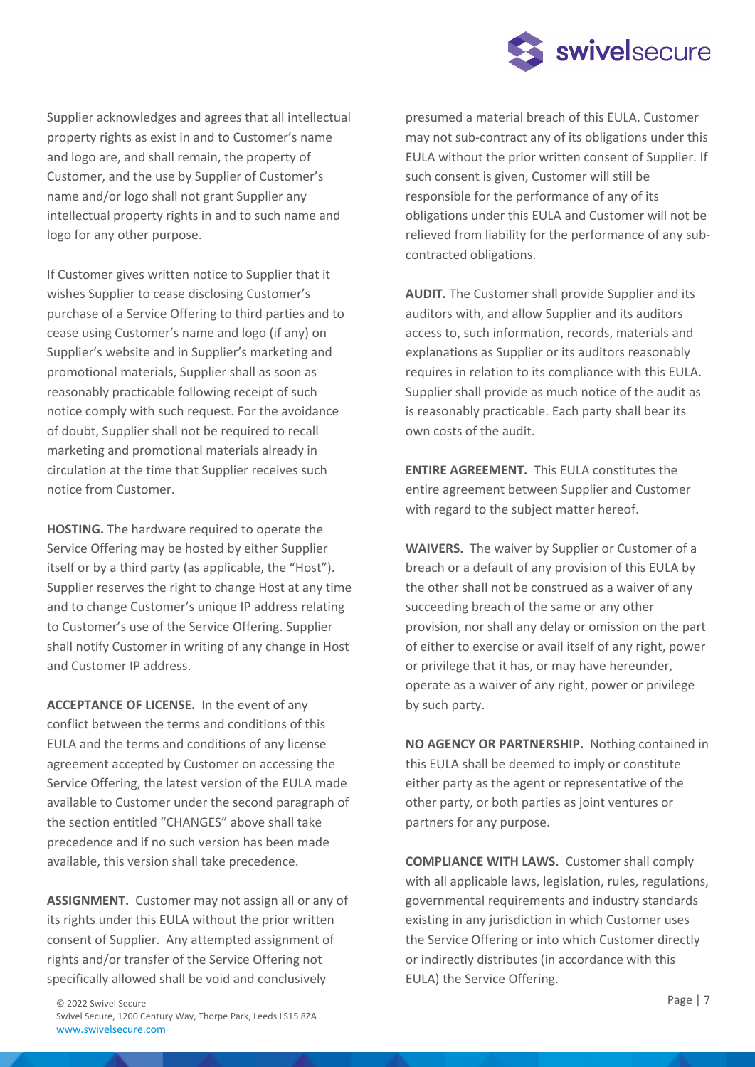Supplier acknowledges and agrees that all intellectual property rights as exist in and to Customer's name and logo are, and shall remain, the property of Customer, and the use by Supplier of Customer's name and/or logo shall not grant Supplier any intellectual property rights in and to such name and logo for any other purpose.

If Customer gives written notice to Supplier that it wishes Supplier to cease disclosing Customer's purchase of a Service Offering to third parties and to cease using Customer's name and logo (if any) on Supplier's website and in Supplier's marketing and promotional materials, Supplier shall as soon as reasonably practicable following receipt of such notice comply with such request. For the avoidance of doubt, Supplier shall not be required to recall marketing and promotional materials already in circulation at the time that Supplier receives such notice from Customer.

**HOSTING.** The hardware required to operate the Service Offering may be hosted by either Supplier itself or by a third party (as applicable, the "Host"). Supplier reserves the right to change Host at any time and to change Customer's unique IP address relating to Customer's use of the Service Offering. Supplier shall notify Customer in writing of any change in Host and Customer IP address.

**ACCEPTANCE OF LICENSE.** In the event of any conflict between the terms and conditions of this EULA and the terms and conditions of any license agreement accepted by Customer on accessing the Service Offering, the latest version of the EULA made available to Customer under the second paragraph of the section entitled "CHANGES" above shall take precedence and if no such version has been made available, this version shall take precedence.

**ASSIGNMENT.** Customer may not assign all or any of its rights under this EULA without the prior written consent of Supplier. Any attempted assignment of rights and/or transfer of the Service Offering not specifically allowed shall be void and conclusively presumed a material breach of this EULA. Customer may not sub-contract any of its obligations under this EULA without the prior written consent of Supplier. If such consent is given, Customer will still be responsible for the performance of any of its obligations under this EULA and Customer will not be relieved from liability for the performance of any sub-contracted obligations.

**AUDIT.** The Customer shall provide Supplier and its auditors with, and allow Supplier and its auditors access to, such information, records, materials and explanations as Supplier or its auditors reasonably requires in relation to its compliance with this EULA. Supplier shall provide as much notice of the audit as is reasonably practicable. Each party shall bear its own costs of the audit.

**ENTIRE AGREEMENT.** This EULA constitutes the entire agreement between Supplier and Customer with regard to the subject matter hereof.

**WAIVERS.** The waiver by Supplier or Customer of a breach or a default of any provision of this EULA by the other shall not be construed as a waiver of any succeeding breach of the same or any other provision, nor shall any delay or omission on the part of either to exercise or avail itself of any right, power or privilege that it has, or may have hereunder, operate as a waiver of any right, power or privilege by such party.

**NO AGENCY OR PARTNERSHIP.** Nothing contained in this EULA shall be deemed to imply or constitute either party as the agent or representative of the other party, or both parties as joint ventures or partners for any purpose.

**COMPLIANCE WITH LAWS.** Customer shall comply with all applicable laws, legislation, rules, regulations, governmental requirements and industry standards existing in any jurisdiction in which Customer uses the Service Offering or into which Customer directly or indirectly distributes (in accordance with this EULA) the Service Offering.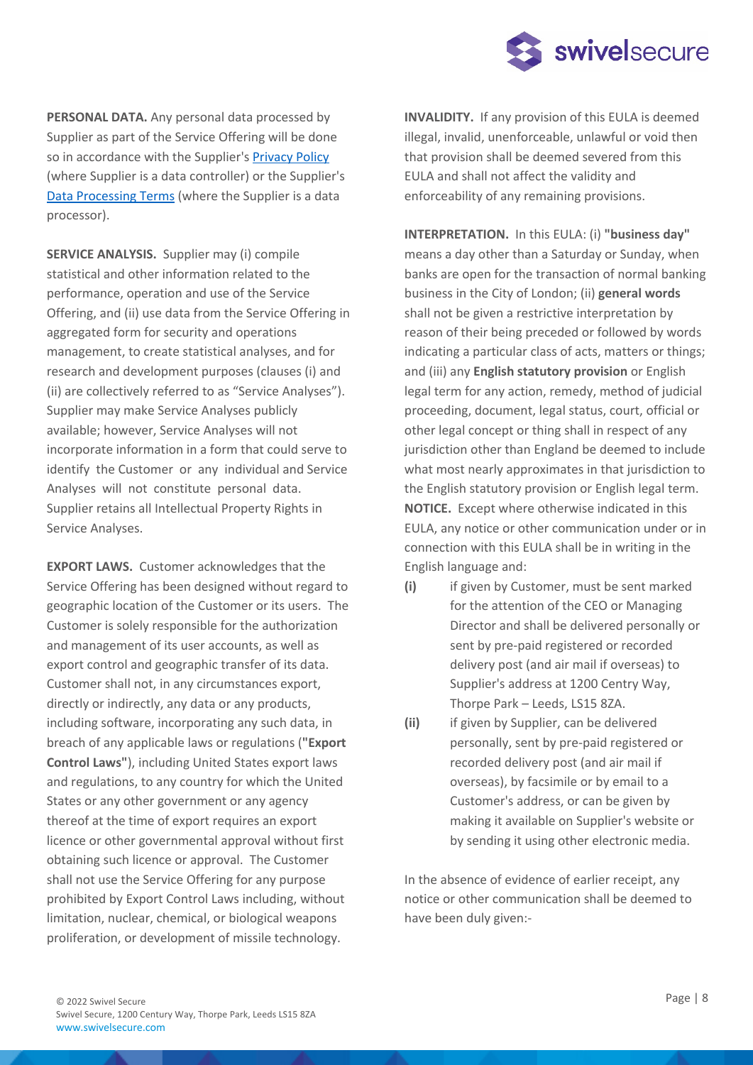**PERSONAL DATA.** Any personal data processed by Supplier as part of the Service Offering will be done so in accordance with the Supplier's Privacy Policy (where Supplier is a data controller) or the Supplier's Data Processing Terms (where the Supplier is a data processor).

**SERVICE ANALYSIS.** Supplier may (i) compile statistical and other information related to the performance, operation and use of the Service Offering, and (ii) use data from the Service Offering in aggregated form for security and operations management, to create statistical analyses, and for research and development purposes (clauses (i) and (ii) are collectively referred to as "Service Analyses"). Supplier may make Service Analyses publicly available; however, Service Analyses will not incorporate information in a form that could serve to identify the Customer or any individual and Service Analyses will not constitute personal data. Supplier retains all Intellectual Property Rights in Service Analyses.

**EXPORT LAWS.** Customer acknowledges that the Service Offering has been designed without regard to geographic location of the Customer or its users. The Customer is solely responsible for the authorization and management of its user accounts, as well as export control and geographic transfer of its data. Customer shall not, in any circumstances export, directly or indirectly, any data or any products, including software, incorporating any such data, in breach of any applicable laws or regulations (**"Export Control Laws"**), including United States export laws and regulations, to any country for which the United States or any other government or any agency thereof at the time of export requires an export licence or other governmental approval without first obtaining such licence or approval. The Customer shall not use the Service Offering for any purpose prohibited by Export Control Laws including, without limitation, nuclear, chemical, or biological weapons proliferation, or development of missile technology.

**INVALIDITY.** If any provision of this EULA is deemed illegal, invalid, unenforceable, unlawful or void then that provision shall be deemed severed from this EULA and shall not affect the validity and enforceability of any remaining provisions.

**INTERPRETATION.** In this EULA: (i) **"business day"** means a day other than a Saturday or Sunday, when banks are open for the transaction of normal banking business in the City of London; (ii) **general words** shall not be given a restrictive interpretation by reason of their being preceded or followed by words indicating a particular class of acts, matters or things; and (iii) any **English statutory provision** or English legal term for any action, remedy, method of judicial proceeding, document, legal status, court, official or other legal concept or thing shall in respect of any jurisdiction other than England be deemed to include what most nearly approximates in that jurisdiction to the English statutory provision or English legal term.

**NOTICE.** Except where otherwise indicated in this EULA, any notice or other communication under or in connection with this EULA shall be in writing in the English language and:

**(i)** if given by Customer, must be sent marked for the attention of the CEO or Managing Director and shall be delivered personally or sent by pre-paid registered or recorded delivery post (and air mail if overseas) to Supplier's address at 1200 Centry Way, Thorpe Park – Leeds, LS15 8ZA.

**(ii)** if given by Supplier, can be delivered personally, sent by pre-paid registered or recorded delivery post (and air mail if overseas), by facsimile or by email to a Customer's address, or can be given by making it available on Supplier's website or by sending it using other electronic media.

In the absence of evidence of earlier receipt, any notice or other communication shall be deemed to have been duly given:-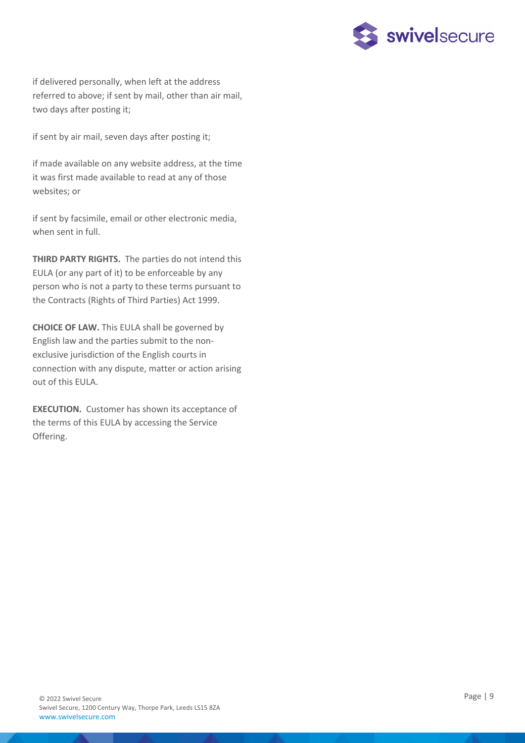if delivered personally, when left at the address referred to above; if sent by mail, other than air mail, two days after posting it;

if sent by air mail, seven days after posting it;

if made available on any website address, at the time it was first made available to read at any of those websites; or

if sent by facsimile, email or other electronic media, when sent in full.

**THIRD PARTY RIGHTS.** The parties do not intend this EULA (or any part of it) to be enforceable by any person who is not a party to these terms pursuant to the Contracts (Rights of Third Parties) Act 1999.

**CHOICE OF LAW.** This EULA shall be governed by English law and the parties submit to the non-exclusive jurisdiction of the English courts in connection with any dispute, matter or action arising out of this EULA.

**EXECUTION.** Customer has shown its acceptance of the terms of this EULA by accessing the Service Offering.